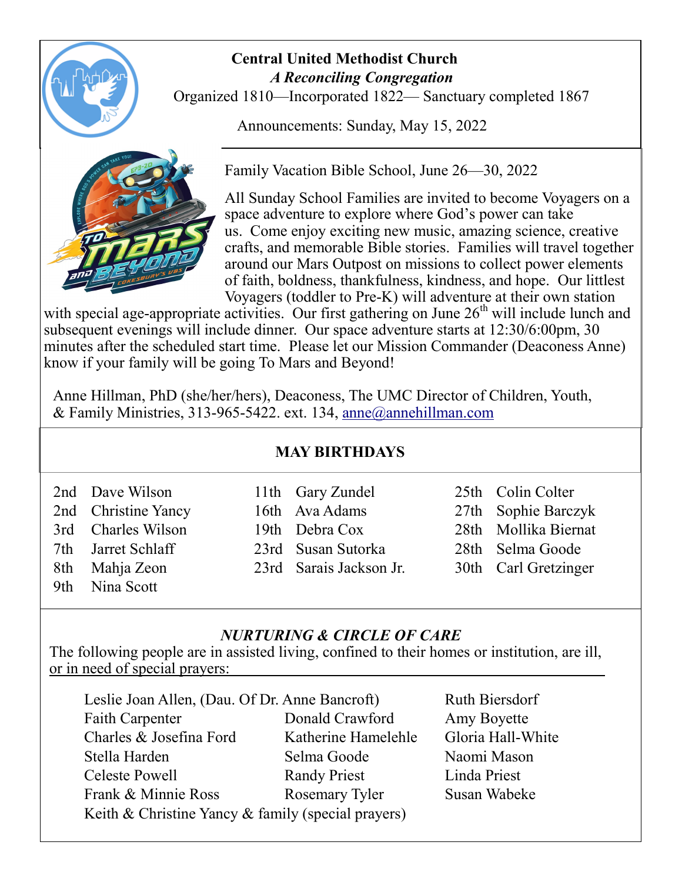# Central United Methodist Church

***A Reconciling Congregation***

Organized 1810—Incorporated 1822— Sanctuary completed 1867

Announcements: Sunday, May 15, 2022

Family Vacation Bible School, June 26—30, 2022

All Sunday School Families are invited to become Voyagers on a space adventure to explore where God's power can take us. Come enjoy exciting new music, amazing science, creative crafts, and memorable Bible stories. Families will travel together around our Mars Outpost on missions to collect power elements of faith, boldness, thankfulness, kindness, and hope. Our littlest Voyagers (toddler to Pre-K) will adventure at their own station with special age-appropriate activities. Our first gathering on June 26th will include lunch and subsequent evenings will include dinner. Our space adventure starts at 12:30/6:00pm, 30 minutes after the scheduled start time. Please let our Mission Commander (Deaconess Anne) know if your family will be going To Mars and Beyond!

Anne Hillman, PhD (she/her/hers), Deaconess, The UMC Director of Children, Youth, & Family Ministries, 313-965-5422. ext. 134, anne@annehillman.com

## MAY BIRTHDAYS

| | | | | | |
|---|---|---|---|---|---|
| 2nd | Dave Wilson | 11th | Gary Zundel | 25th | Colin Colter |
| 2nd | Christine Yancy | 16th | Ava Adams | 27th | Sophie Barczyk |
| 3rd | Charles Wilson | 19th | Debra Cox | 28th | Mollika Biernat |
| 7th | Jarret Schlaff | 23rd | Susan Sutorka | 28th | Selma Goode |
| 8th | Mahja Zeon | 23rd | Sarais Jackson Jr. | 30th | Carl Gretzinger |
| 9th | Nina Scott | | | | |

## *NURTURING & CIRCLE OF CARE*

The following people are in assisted living, confined to their homes or institution, are ill, or in need of special prayers:

Leslie Joan Allen, (Dau. Of Dr. Anne Bancroft)
Ruth Biersdorf
Faith Carpenter
Donald Crawford
Amy Boyette
Charles & Josefina Ford
Katherine Hamelehle
Gloria Hall-White
Stella Harden
Selma Goode
Naomi Mason
Celeste Powell
Randy Priest
Linda Priest
Frank & Minnie Ross
Rosemary Tyler
Susan Wabeke
Keith & Christine Yancy & family (special prayers)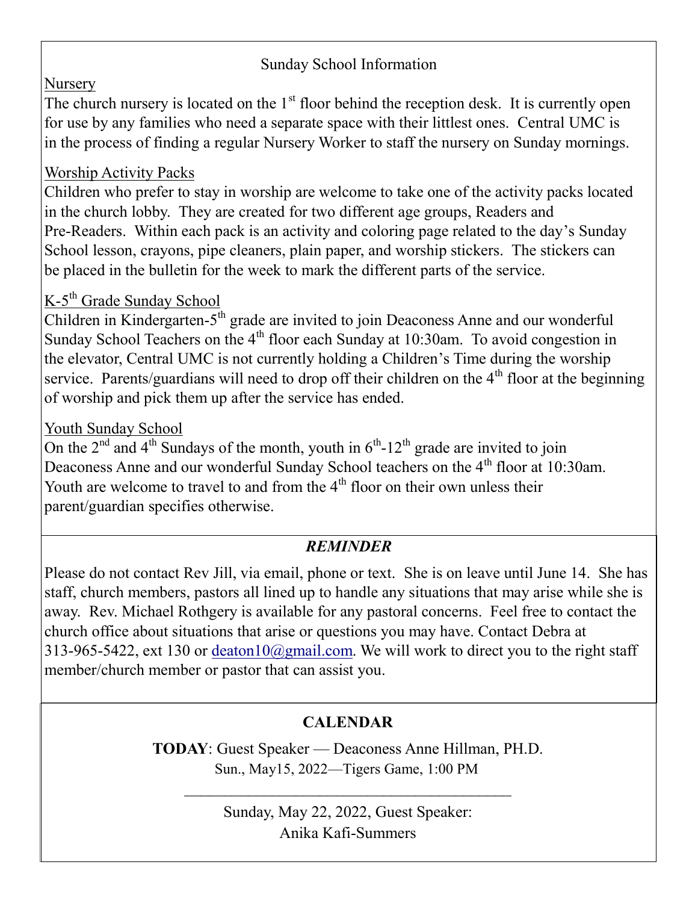## Sunday School Information

Nursery

The church nursery is located on the 1st floor behind the reception desk. It is currently open for use by any families who need a separate space with their littlest ones. Central UMC is in the process of finding a regular Nursery Worker to staff the nursery on Sunday mornings.

Worship Activity Packs

Children who prefer to stay in worship are welcome to take one of the activity packs located in the church lobby. They are created for two different age groups, Readers and Pre-Readers. Within each pack is an activity and coloring page related to the day's Sunday School lesson, crayons, pipe cleaners, plain paper, and worship stickers. The stickers can be placed in the bulletin for the week to mark the different parts of the service.

K-5th Grade Sunday School

Children in Kindergarten-5th grade are invited to join Deaconess Anne and our wonderful Sunday School Teachers on the 4th floor each Sunday at 10:30am. To avoid congestion in the elevator, Central UMC is not currently holding a Children's Time during the worship service. Parents/guardians will need to drop off their children on the 4th floor at the beginning of worship and pick them up after the service has ended.

Youth Sunday School

On the 2nd and 4th Sundays of the month, youth in 6th-12th grade are invited to join Deaconess Anne and our wonderful Sunday School teachers on the 4th floor at 10:30am. Youth are welcome to travel to and from the 4th floor on their own unless their parent/guardian specifies otherwise.

## *REMINDER*

Please do not contact Rev Jill, via email, phone or text. She is on leave until June 14. She has staff, church members, pastors all lined up to handle any situations that may arise while she is away. Rev. Michael Rothgery is available for any pastoral concerns. Feel free to contact the church office about situations that arise or questions you may have. Contact Debra at 313-965-5422, ext 130 or deaton10@gmail.com. We will work to direct you to the right staff member/church member or pastor that can assist you.

## CALENDAR

**TODAY**: Guest Speaker — Deaconess Anne Hillman, PH.D.

Sun., May15, 2022—Tigers Game, 1:00 PM

---

Sunday, May 22, 2022, Guest Speaker:
Anika Kafi-Summers